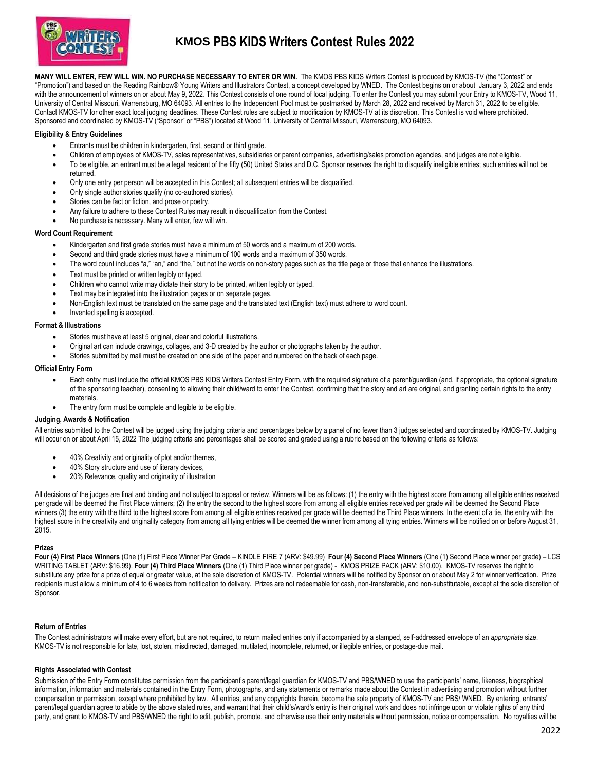# KMOS PBS KIDS Writers Contest Rules 2022

**MANY WILL ENTER, FEW WILL WIN. NO PURCHASE NECESSARY TO ENTER OR WIN.** The KMOS PBS KIDS Writers Contest is produced by KMOS-TV (the "Contest" or "Promotion") and based on the Reading Rainbow® Young Writers and Illustrators Contest, a concept developed by WNED. The Contest begins on or about January 3, 2022 and ends with the announcement of winners on or about May 9, 2022. This Contest consists of one round of local judging. To enter the Contest you may submit your Entry to KMOS-TV, Wood 11, University of Central Missouri, Warrensburg, MO 64093. All entries to the Independent Pool must be postmarked by March 28, 2022 and received by March 31, 2022 to be eligible. Contact KMOS-TV for other exact local judging deadlines. These Contest rules are subject to modification by KMOS-TV at its discretion. This Contest is void where prohibited. Sponsored and coordinated by KMOS-TV ("Sponsor" or "PBS") located at Wood 11, University of Central Missouri, Warrensburg, MO 64093.

### Eligibility & Entry Guidelines

- Entrants must be children in kindergarten, first, second or third grade.
- Children of employees of KMOS-TV, sales representatives, subsidiaries or parent companies, advertising/sales promotion agencies, and judges are not eligible.
- To be eligible, an entrant must be a legal resident of the fifty (50) United States and D.C. Sponsor reserves the right to disqualify ineligible entries; such entries will not be returned.
- Only one entry per person will be accepted in this Contest; all subsequent entries will be disqualified.
- Only single author stories qualify (no co-authored stories).
- Stories can be fact or fiction, and prose or poetry.
- Any failure to adhere to these Contest Rules may result in disqualification from the Contest.
- No purchase is necessary. Many will enter, few will win.

### Word Count Requirement

- Kindergarten and first grade stories must have a minimum of 50 words and a maximum of 200 words.
- Second and third grade stories must have a minimum of 100 words and a maximum of 350 words.
- The word count includes "a," "an," and "the," but not the words on non-story pages such as the title page or those that enhance the illustrations.
- Text must be printed or written legibly or typed.
- Children who cannot write may dictate their story to be printed, written legibly or typed.
- Text may be integrated into the illustration pages or on separate pages.
- Non-English text must be translated on the same page and the translated text (English text) must adhere to word count.
- Invented spelling is accepted.

### Format & Illustrations

- Stories must have at least 5 original, clear and colorful illustrations.
- Original art can include drawings, collages, and 3-D created by the author or photographs taken by the author.
- Stories submitted by mail must be created on one side of the paper and numbered on the back of each page.

### Official Entry Form

- Each entry must include the official KMOS PBS KIDS Writers Contest Entry Form, with the required signature of a parent/guardian (and, if appropriate, the optional signature of the sponsoring teacher), consenting to allowing their child/ward to enter the Contest, confirming that the story and art are original, and granting certain rights to the entry materials.
- The entry form must be complete and legible to be eligible.

### Judging, Awards & Notification

All entries submitted to the Contest will be judged using the judging criteria and percentages below by a panel of no fewer than 3 judges selected and coordinated by KMOS-TV. Judging will occur on or about April 15, 2022 The judging criteria and percentages shall be scored and graded using a rubric based on the following criteria as follows:

- 40% Creativity and originality of plot and/or themes,
- 40% Story structure and use of literary devices,
- 20% Relevance, quality and originality of illustration

All decisions of the judges are final and binding and not subject to appeal or review. Winners will be as follows: (1) the entry with the highest score from among all eligible entries received per grade will be deemed the First Place winners; (2) the entry the second to the highest score from among all eligible entries received per grade will be deemed the Second Place winners (3) the entry with the third to the highest score from among all eligible entries received per grade will be deemed the Third Place winners. In the event of a tie, the entry with the highest score in the creativity and originality category from among all tying entries will be deemed the winner from among all tying entries. Winners will be notified on or before August 31, 2015.

### Prizes

**Four (4) First Place Winners** (One (1) First Place Winner Per Grade – KINDLE FIRE 7 (ARV: $49.99) **Four (4) Second Place Winners** (One (1) Second Place winner per grade) – LCS WRITING TABLET (ARV: $16.99). **Four (4) Third Place Winners** (One (1) Third Place winner per grade) - KMOS PRIZE PACK (ARV: $10.00). KMOS-TV reserves the right to substitute any prize for a prize of equal or greater value, at the sole discretion of KMOS-TV. Potential winners will be notified by Sponsor on or about May 2 for winner verification. Prize recipients must allow a minimum of 4 to 6 weeks from notification to delivery. Prizes are not redeemable for cash, non-transferable, and non-substitutable, except at the sole discretion of Sponsor.

### Return of Entries

The Contest administrators will make every effort, but are not required, to return mailed entries only if accompanied by a stamped, self-addressed envelope of an *appropriate* size. KMOS-TV is not responsible for late, lost, stolen, misdirected, damaged, mutilated, incomplete, returned, or illegible entries, or postage-due mail.

### Rights Associated with Contest

Submission of the Entry Form constitutes permission from the participant's parent/legal guardian for KMOS-TV and PBS/WNED to use the participants' name, likeness, biographical information, information and materials contained in the Entry Form, photographs, and any statements or remarks made about the Contest in advertising and promotion without further compensation or permission, except where prohibited by law. All entries, and any copyrights therein, become the sole property of KMOS-TV and PBS/ WNED. By entering, entrants' parent/legal guardian agree to abide by the above stated rules, and warrant that their child's/ward's entry is their original work and does not infringe upon or violate rights of any third party, and grant to KMOS-TV and PBS/WNED the right to edit, publish, promote, and otherwise use their entry materials without permission, notice or compensation. No royalties will be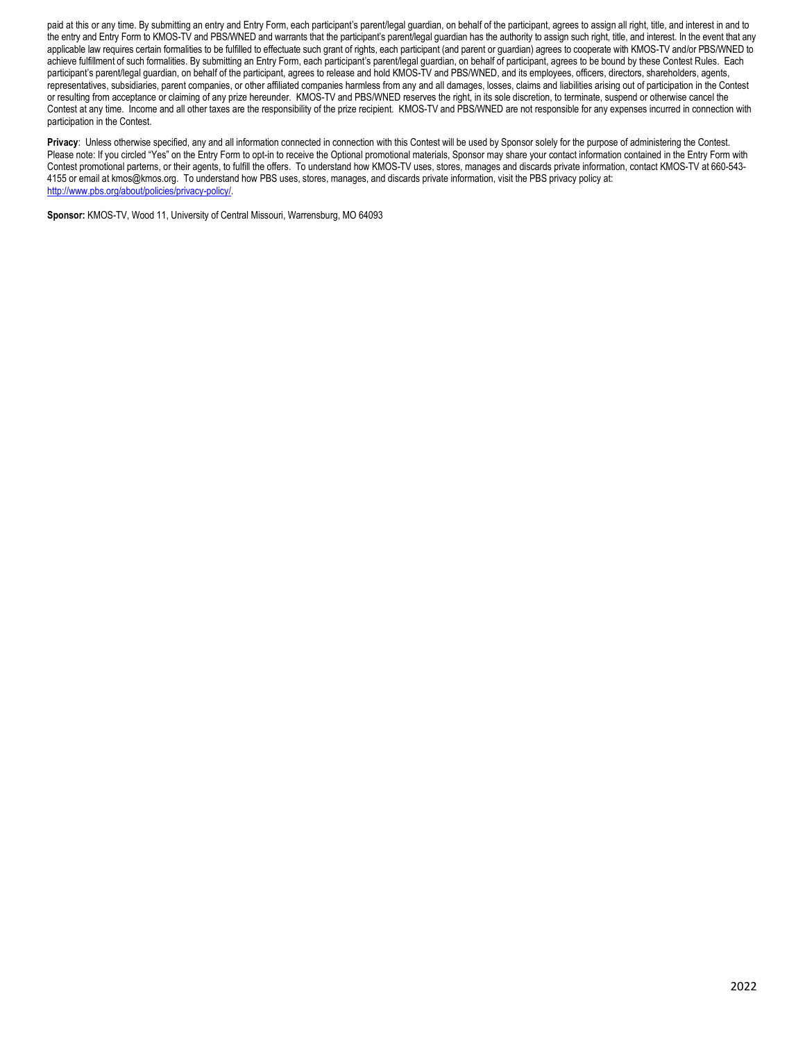paid at this or any time. By submitting an entry and Entry Form, each participant's parent/legal guardian, on behalf of the participant, agrees to assign all right, title, and interest in and to the entry and Entry Form to KMOS-TV and PBS/WNED and warrants that the participant's parent/legal guardian has the authority to assign such right, title, and interest. In the event that any applicable law requires certain formalities to be fulfilled to effectuate such grant of rights, each participant (and parent or guardian) agrees to cooperate with KMOS-TV and/or PBS/WNED to achieve fulfillment of such formalities. By submitting an Entry Form, each participant's parent/legal guardian, on behalf of participant, agrees to be bound by these Contest Rules. Each participant's parent/legal guardian, on behalf of the participant, agrees to release and hold KMOS-TV and PBS/WNED, and its employees, officers, directors, shareholders, agents, representatives, subsidiaries, parent companies, or other affiliated companies harmless from any and all damages, losses, claims and liabilities arising out of participation in the Contest or resulting from acceptance or claiming of any prize hereunder. KMOS-TV and PBS/WNED reserves the right, in its sole discretion, to terminate, suspend or otherwise cancel the Contest at any time. Income and all other taxes are the responsibility of the prize recipient. KMOS-TV and PBS/WNED are not responsible for any expenses incurred in connection with participation in the Contest.

**Privacy**: Unless otherwise specified, any and all information connected in connection with this Contest will be used by Sponsor solely for the purpose of administering the Contest. Please note: If you circled "Yes" on the Entry Form to opt-in to receive the Optional promotional materials, Sponsor may share your contact information contained in the Entry Form with Contest promotional parterns, or their agents, to fulfill the offers. To understand how KMOS-TV uses, stores, manages and discards private information, contact KMOS-TV at 660-543-4155 or email at kmos@kmos.org. To understand how PBS uses, stores, manages, and discards private information, visit the PBS privacy policy at: http://www.pbs.org/about/policies/privacy-policy/.

**Sponsor:** KMOS-TV, Wood 11, University of Central Missouri, Warrensburg, MO 64093

2022